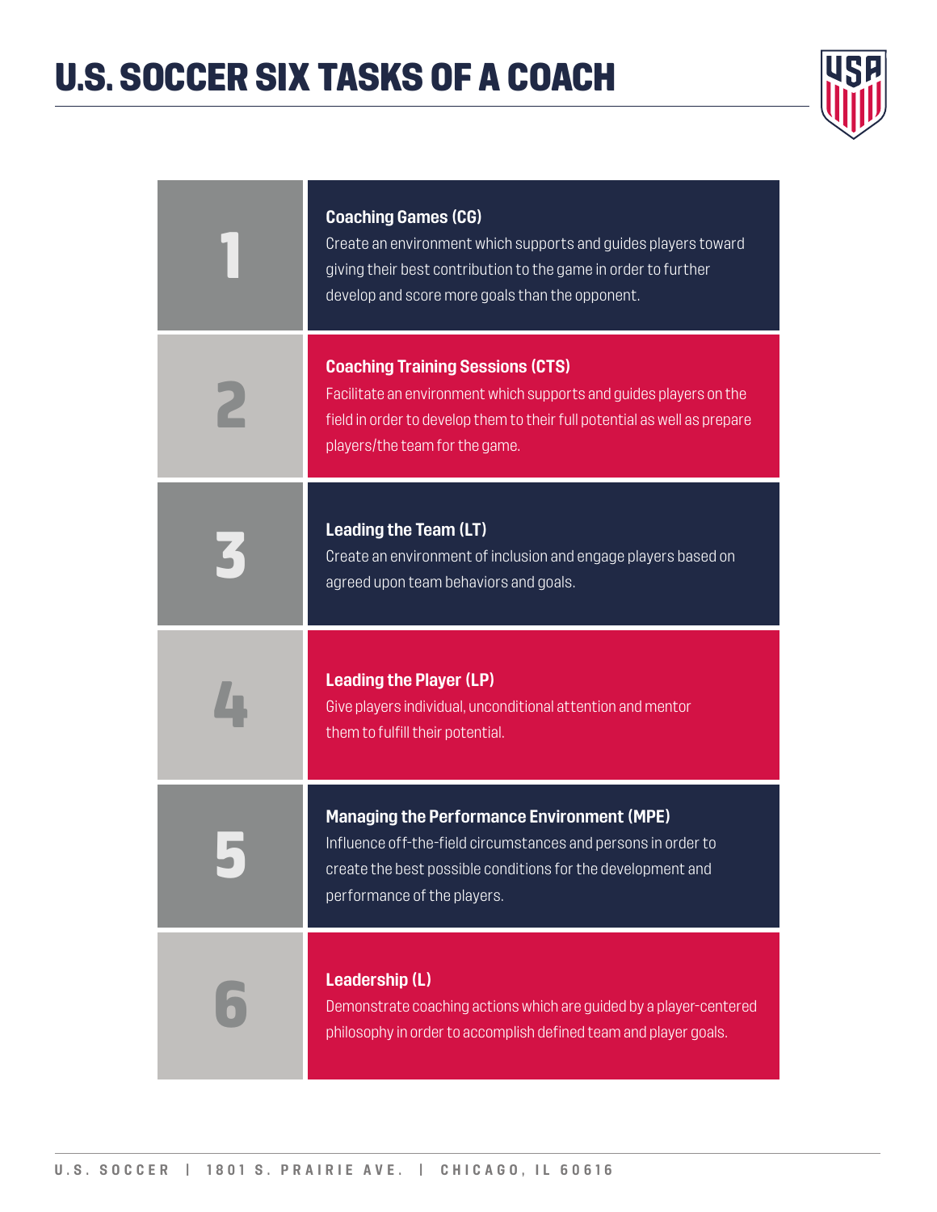# U.S. SOCCER SIX TASKS OF A COACH

## 1

**Coaching Games (CG)**

Create an environment which supports and guides players toward giving their best contribution to the game in order to further develop and score more goals than the opponent.

## 2

**Coaching Training Sessions (CTS)**

Facilitate an environment which supports and guides players on the field in order to develop them to their full potential as well as prepare players/the team for the game.

## 3

**Leading the Team (LT)**

Create an environment of inclusion and engage players based on agreed upon team behaviors and goals.

## 4

**Leading the Player (LP)**

Give players individual, unconditional attention and mentor them to fulfill their potential.

## 5

**Managing the Performance Environment (MPE)**

Influence off-the-field circumstances and persons in order to create the best possible conditions for the development and performance of the players.

## 6

**Leadership (L)**

Demonstrate coaching actions which are guided by a player-centered philosophy in order to accomplish defined team and player goals.

U.S. SOCCER | 1801 S. PRAIRIE AVE. | CHICAGO, IL 60616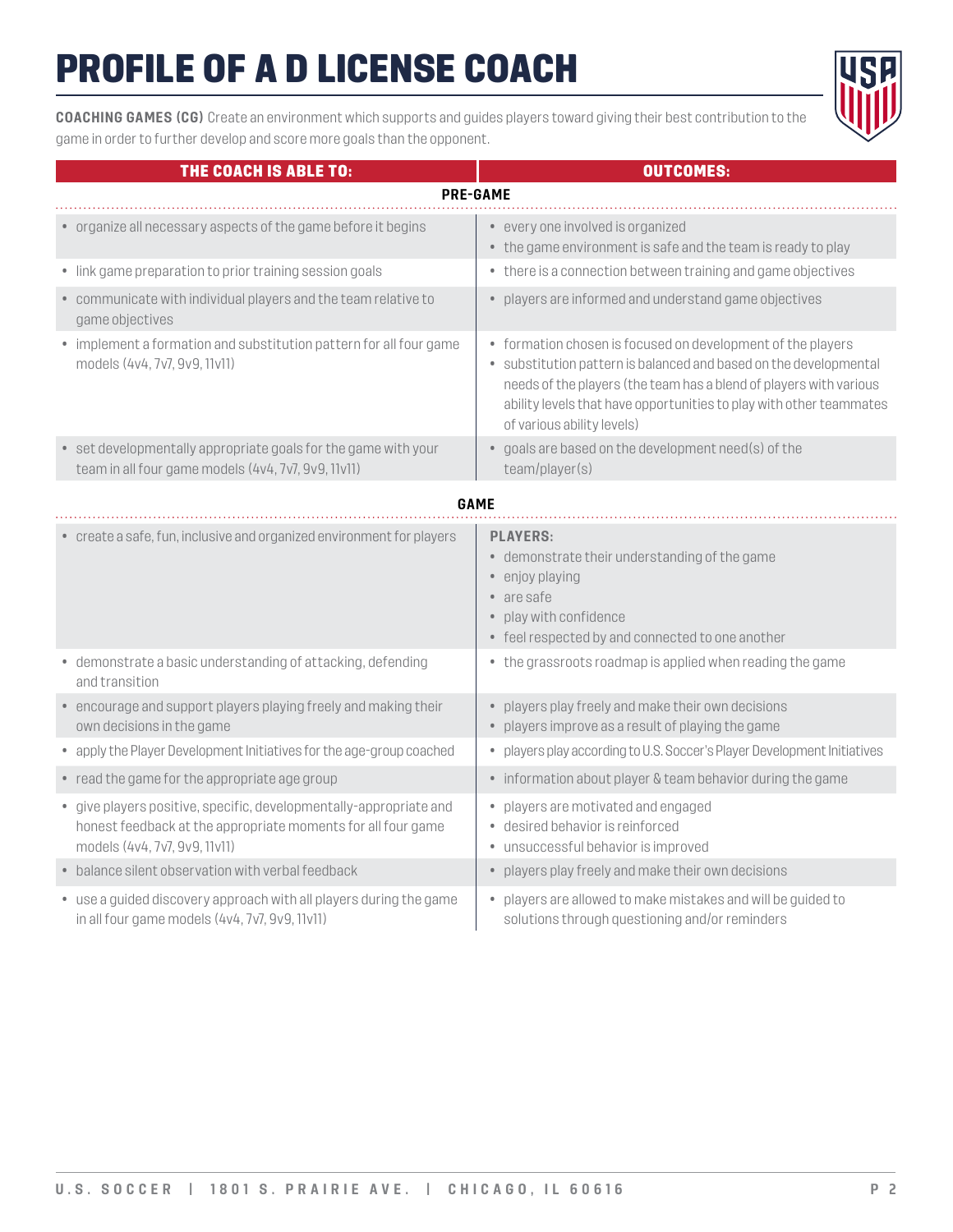# PROFILE OF A D LICENSE COACH

**COACHING GAMES (CG)** Create an environment which supports and guides players toward giving their best contribution to the game in order to further develop and score more goals than the opponent.

| THE COACH IS ABLE TO: | OUTCOMES: |
|---|---|
| **PRE-GAME** | |
| • organize all necessary aspects of the game before it begins | • every one involved is organized<br>• the game environment is safe and the team is ready to play |
| • link game preparation to prior training session goals | • there is a connection between training and game objectives |
| • communicate with individual players and the team relative to game objectives | • players are informed and understand game objectives |
| • implement a formation and substitution pattern for all four game models (4v4, 7v7, 9v9, 11v11) | • formation chosen is focused on development of the players<br>• substitution pattern is balanced and based on the developmental needs of the players (the team has a blend of players with various ability levels that have opportunities to play with other teammates of various ability levels) |
| • set developmentally appropriate goals for the game with your team in all four game models (4v4, 7v7, 9v9, 11v11) | • goals are based on the development need(s) of the team/player(s) |
| **GAME** | |
| • create a safe, fun, inclusive and organized environment for players | **PLAYERS:**<br>• demonstrate their understanding of the game<br>• enjoy playing<br>• are safe<br>• play with confidence<br>• feel respected by and connected to one another |
| • demonstrate a basic understanding of attacking, defending and transition | • the grassroots roadmap is applied when reading the game |
| • encourage and support players playing freely and making their own decisions in the game | • players play freely and make their own decisions<br>• players improve as a result of playing the game |
| • apply the Player Development Initiatives for the age-group coached | • players play according to U.S. Soccer's Player Development Initiatives |
| • read the game for the appropriate age group | • information about player & team behavior during the game |
| • give players positive, specific, developmentally-appropriate and honest feedback at the appropriate moments for all four game models (4v4, 7v7, 9v9, 11v11) | • players are motivated and engaged<br>• desired behavior is reinforced<br>• unsuccessful behavior is improved |
| • balance silent observation with verbal feedback | • players play freely and make their own decisions |
| • use a guided discovery approach with all players during the game in all four game models (4v4, 7v7, 9v9, 11v11) | • players are allowed to make mistakes and will be guided to solutions through questioning and/or reminders |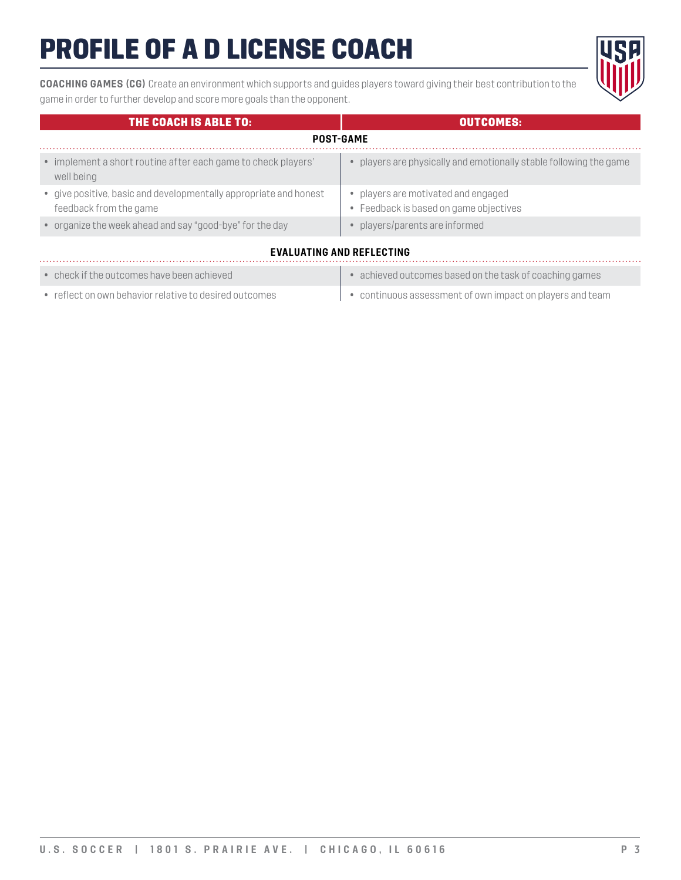# PROFILE OF A D LICENSE COACH

**COACHING GAMES (CG)** Create an environment which supports and guides players toward giving their best contribution to the game in order to further develop and score more goals than the opponent.

| THE COACH IS ABLE TO: | OUTCOMES: |
|---|---|
| **POST-GAME** | |
| • implement a short routine after each game to check players' well being | • players are physically and emotionally stable following the game |
| • give positive, basic and developmentally appropriate and honest feedback from the game | • players are motivated and engaged<br>• Feedback is based on game objectives |
| • organize the week ahead and say "good-bye" for the day | • players/parents are informed |
| **EVALUATING AND REFLECTING** | |
| • check if the outcomes have been achieved | • achieved outcomes based on the task of coaching games |
| • reflect on own behavior relative to desired outcomes | • continuous assessment of own impact on players and team |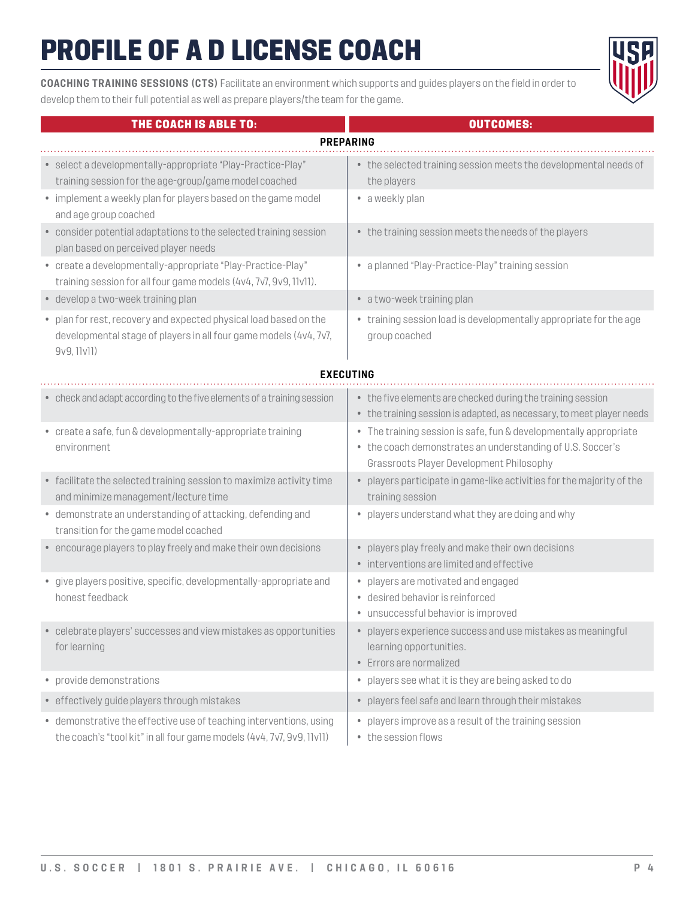# PROFILE OF A D LICENSE COACH

**COACHING TRAINING SESSIONS (CTS)** Facilitate an environment which supports and guides players on the field in order to develop them to their full potential as well as prepare players/the team for the game.

| THE COACH IS ABLE TO: | OUTCOMES: |
|---|---|
| **PREPARING** | |
| • select a developmentally-appropriate "Play-Practice-Play" training session for the age-group/game model coached | • the selected training session meets the developmental needs of the players |
| • implement a weekly plan for players based on the game model and age group coached | • a weekly plan |
| • consider potential adaptations to the selected training session plan based on perceived player needs | • the training session meets the needs of the players |
| • create a developmentally-appropriate "Play-Practice-Play" training session for all four game models (4v4, 7v7, 9v9, 11v11). | • a planned "Play-Practice-Play" training session |
| • develop a two-week training plan | • a two-week training plan |
| • plan for rest, recovery and expected physical load based on the developmental stage of players in all four game models (4v4, 7v7, 9v9, 11v11) | • training session load is developmentally appropriate for the age group coached |
| **EXECUTING** | |
| • check and adapt according to the five elements of a training session | • the five elements are checked during the training session<br>• the training session is adapted, as necessary, to meet player needs |
| • create a safe, fun & developmentally-appropriate training environment | • The training session is safe, fun & developmentally appropriate<br>• the coach demonstrates an understanding of U.S. Soccer's Grassroots Player Development Philosophy |
| • facilitate the selected training session to maximize activity time and minimize management/lecture time | • players participate in game-like activities for the majority of the training session |
| • demonstrate an understanding of attacking, defending and transition for the game model coached | • players understand what they are doing and why |
| • encourage players to play freely and make their own decisions | • players play freely and make their own decisions<br>• interventions are limited and effective |
| • give players positive, specific, developmentally-appropriate and honest feedback | • players are motivated and engaged<br>• desired behavior is reinforced<br>• unsuccessful behavior is improved |
| • celebrate players' successes and view mistakes as opportunities for learning | • players experience success and use mistakes as meaningful learning opportunities.<br>• Errors are normalized |
| • provide demonstrations | • players see what it is they are being asked to do |
| • effectively guide players through mistakes | • players feel safe and learn through their mistakes |
| • demonstrative the effective use of teaching interventions, using the coach's "tool kit" in all four game models (4v4, 7v7, 9v9, 11v11) | • players improve as a result of the training session<br>• the session flows |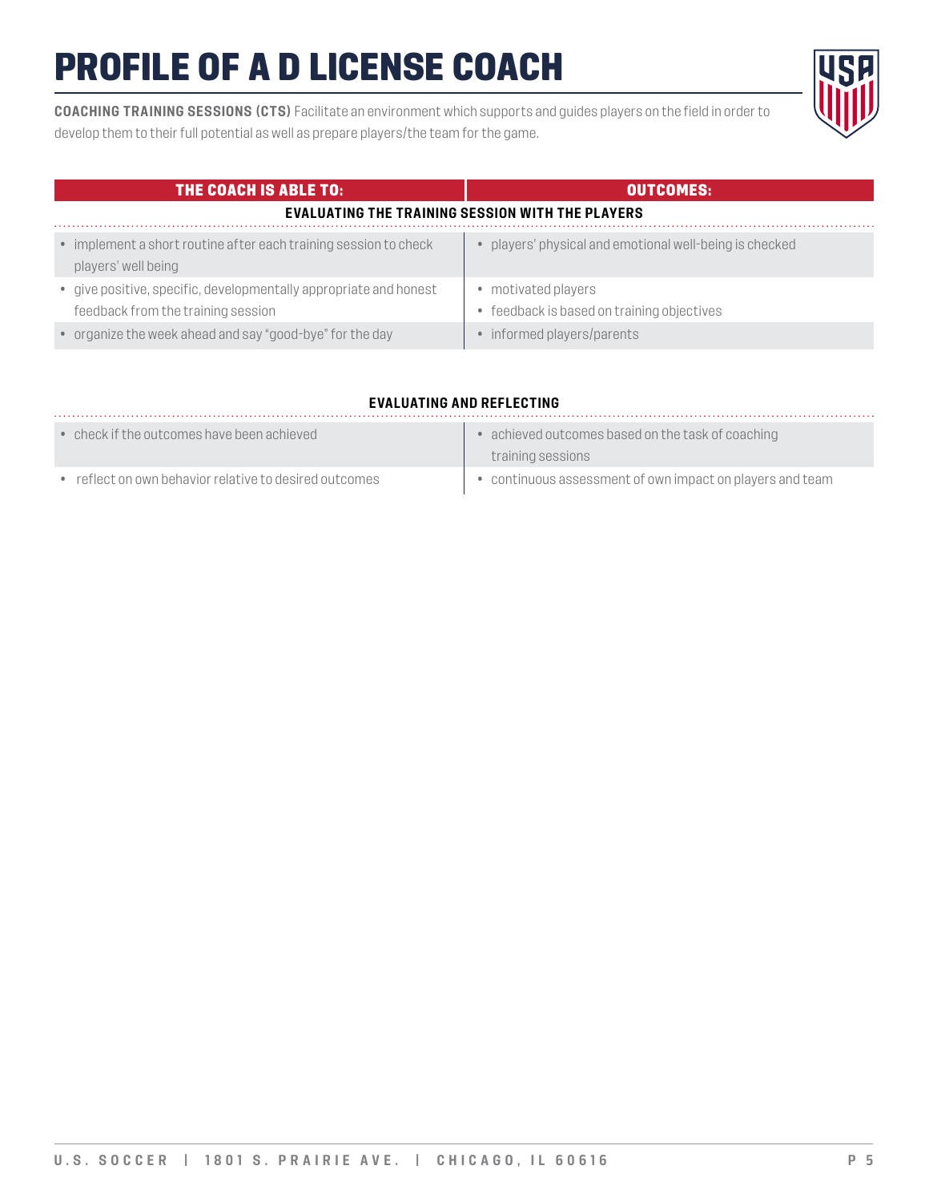# PROFILE OF A D LICENSE COACH

**COACHING TRAINING SESSIONS (CTS)** Facilitate an environment which supports and guides players on the field in order to develop them to their full potential as well as prepare players/the team for the game.

| THE COACH IS ABLE TO: | OUTCOMES: |
|---|---|
| **EVALUATING THE TRAINING SESSION WITH THE PLAYERS** | |
| • implement a short routine after each training session to check players' well being | • players' physical and emotional well-being is checked |
| • give positive, specific, developmentally appropriate and honest feedback from the training session | • motivated players<br>• feedback is based on training objectives |
| • organize the week ahead and say "good-bye" for the day | • informed players/parents |
| **EVALUATING AND REFLECTING** | |
| • check if the outcomes have been achieved | • achieved outcomes based on the task of coaching training sessions |
| • reflect on own behavior relative to desired outcomes | • continuous assessment of own impact on players and team |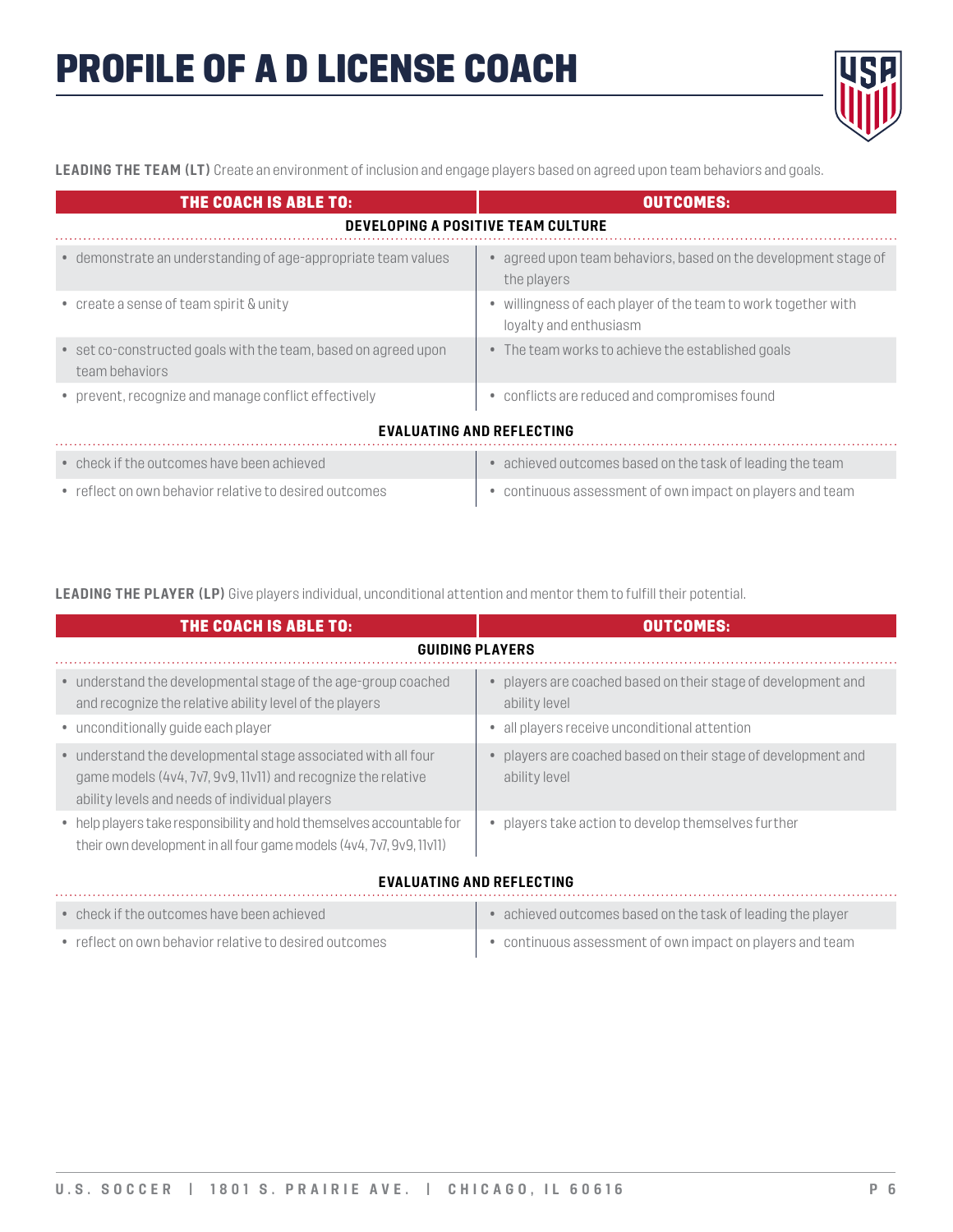# PROFILE OF A D LICENSE COACH

**LEADING THE TEAM (LT)** Create an environment of inclusion and engage players based on agreed upon team behaviors and goals.

| THE COACH IS ABLE TO: | OUTCOMES: |
|---|---|
| **DEVELOPING A POSITIVE TEAM CULTURE** | |
| • demonstrate an understanding of age-appropriate team values | • agreed upon team behaviors, based on the development stage of the players |
| • create a sense of team spirit & unity | • willingness of each player of the team to work together with loyalty and enthusiasm |
| • set co-constructed goals with the team, based on agreed upon team behaviors | • The team works to achieve the established goals |
| • prevent, recognize and manage conflict effectively | • conflicts are reduced and compromises found |
| **EVALUATING AND REFLECTING** | |
| • check if the outcomes have been achieved | • achieved outcomes based on the task of leading the team |
| • reflect on own behavior relative to desired outcomes | • continuous assessment of own impact on players and team |

**LEADING THE PLAYER (LP)** Give players individual, unconditional attention and mentor them to fulfill their potential.

| THE COACH IS ABLE TO: | OUTCOMES: |
|---|---|
| **GUIDING PLAYERS** | |
| • understand the developmental stage of the age-group coached and recognize the relative ability level of the players | • players are coached based on their stage of development and ability level |
| • unconditionally guide each player | • all players receive unconditional attention |
| • understand the developmental stage associated with all four game models (4v4, 7v7, 9v9, 11v11) and recognize the relative ability levels and needs of individual players | • players are coached based on their stage of development and ability level |
| • help players take responsibility and hold themselves accountable for their own development in all four game models (4v4, 7v7, 9v9, 11v11) | • players take action to develop themselves further |
| **EVALUATING AND REFLECTING** | |
| • check if the outcomes have been achieved | • achieved outcomes based on the task of leading the player |
| • reflect on own behavior relative to desired outcomes | • continuous assessment of own impact on players and team |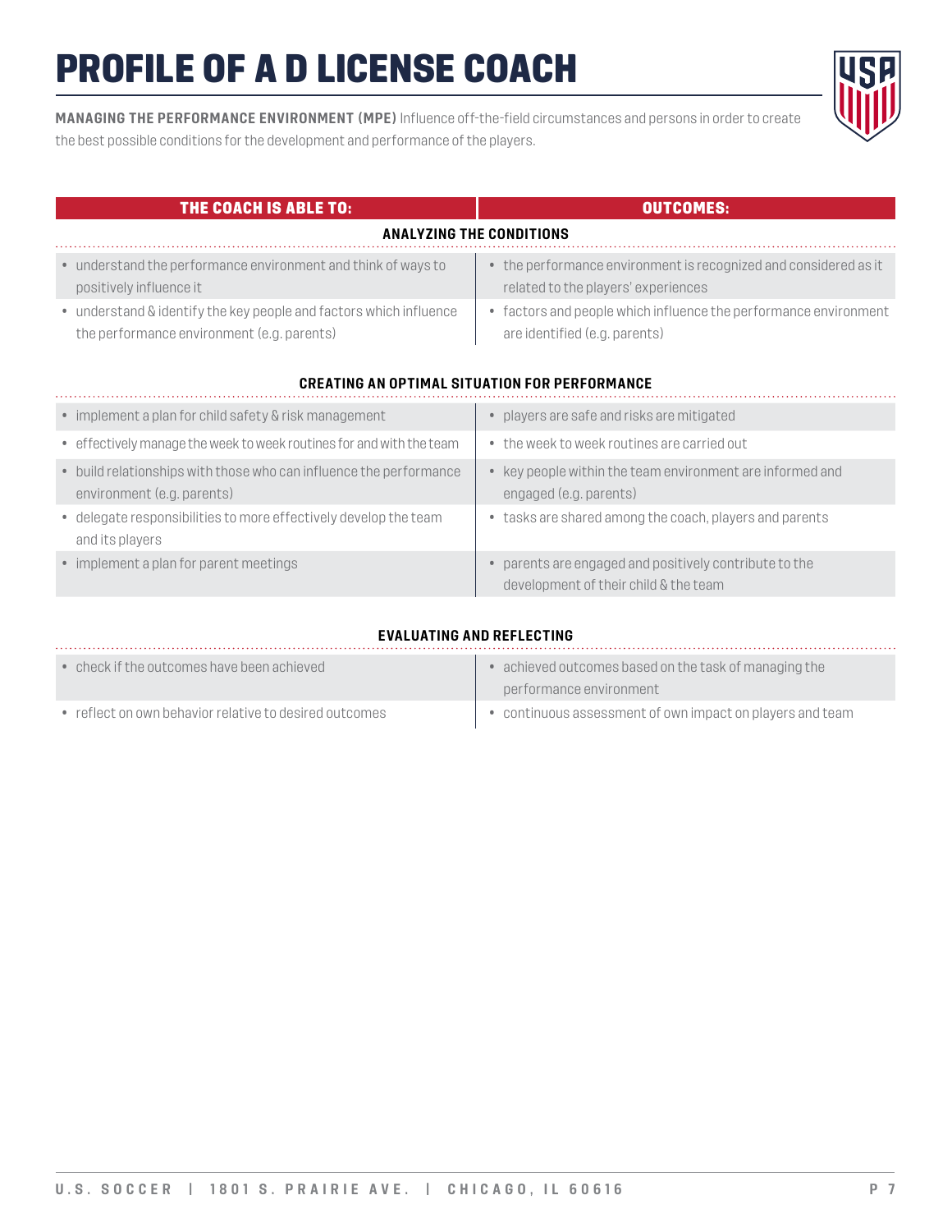# PROFILE OF A D LICENSE COACH

**MANAGING THE PERFORMANCE ENVIRONMENT (MPE)** Influence off-the-field circumstances and persons in order to create the best possible conditions for the development and performance of the players.

| THE COACH IS ABLE TO: | OUTCOMES: |
| --- | --- |
| **ANALYZING THE CONDITIONS** | |
| • understand the performance environment and think of ways to positively influence it | • the performance environment is recognized and considered as it related to the players' experiences |
| • understand & identify the key people and factors which influence the performance environment (e.g. parents) | • factors and people which influence the performance environment are identified (e.g. parents) |
| **CREATING AN OPTIMAL SITUATION FOR PERFORMANCE** | |
| • implement a plan for child safety & risk management | • players are safe and risks are mitigated |
| • effectively manage the week to week routines for and with the team | • the week to week routines are carried out |
| • build relationships with those who can influence the performance environment (e.g. parents) | • key people within the team environment are informed and engaged (e.g. parents) |
| • delegate responsibilities to more effectively develop the team and its players | • tasks are shared among the coach, players and parents |
| • implement a plan for parent meetings | • parents are engaged and positively contribute to the development of their child & the team |
| **EVALUATING AND REFLECTING** | |
| • check if the outcomes have been achieved | • achieved outcomes based on the task of managing the performance environment |
| • reflect on own behavior relative to desired outcomes | • continuous assessment of own impact on players and team |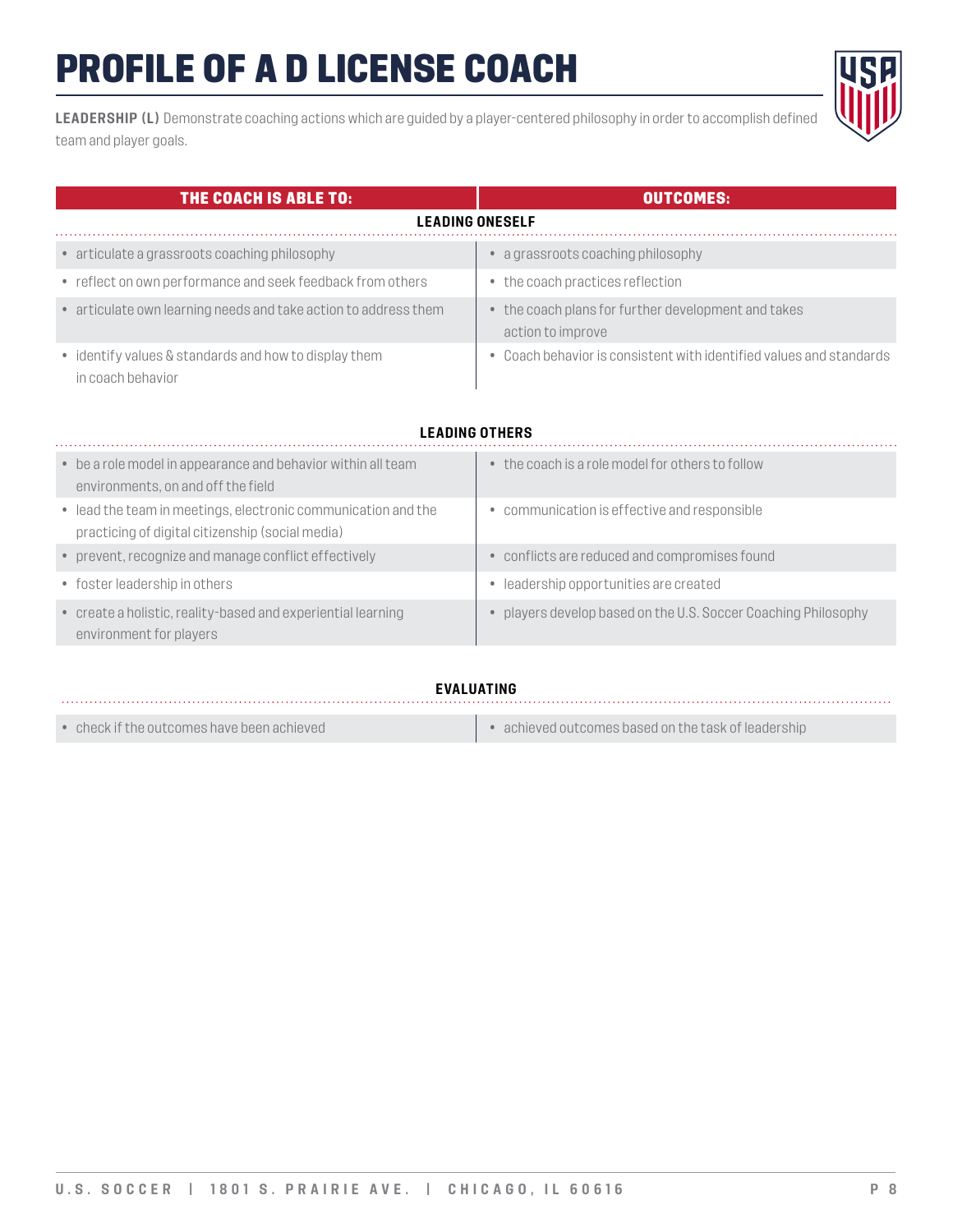# PROFILE OF A D LICENSE COACH

**LEADERSHIP (L)** Demonstrate coaching actions which are guided by a player-centered philosophy in order to accomplish defined team and player goals.

| THE COACH IS ABLE TO: | OUTCOMES: |
|---|---|
| **LEADING ONESELF** | |
| • articulate a grassroots coaching philosophy | • a grassroots coaching philosophy |
| • reflect on own performance and seek feedback from others | • the coach practices reflection |
| • articulate own learning needs and take action to address them | • the coach plans for further development and takes action to improve |
| • identify values & standards and how to display them in coach behavior | • Coach behavior is consistent with identified values and standards |
| **LEADING OTHERS** | |
| • be a role model in appearance and behavior within all team environments, on and off the field | • the coach is a role model for others to follow |
| • lead the team in meetings, electronic communication and the practicing of digital citizenship (social media) | • communication is effective and responsible |
| • prevent, recognize and manage conflict effectively | • conflicts are reduced and compromises found |
| • foster leadership in others | • leadership opportunities are created |
| • create a holistic, reality-based and experiential learning environment for players | • players develop based on the U.S. Soccer Coaching Philosophy |
| **EVALUATING** | |
| • check if the outcomes have been achieved | • achieved outcomes based on the task of leadership |